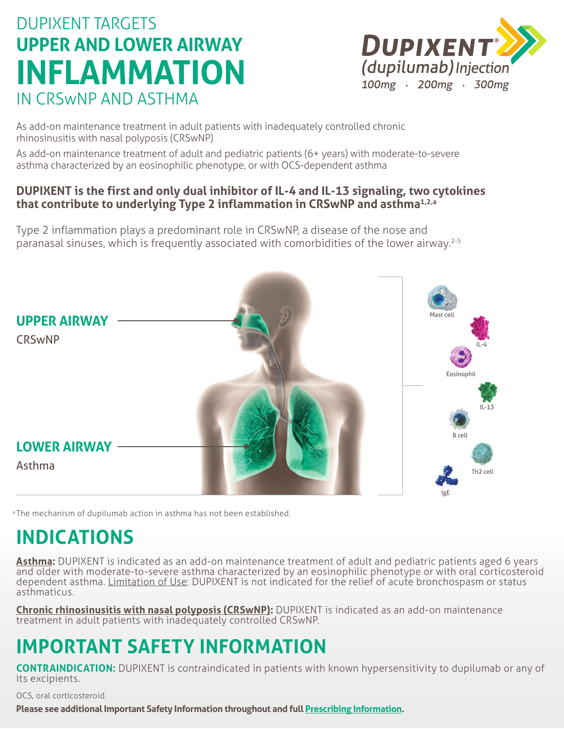# DUPIXENT TARGETS UPPER AND LOWER AIRWAY INFLAMMATION IN CRSwNP AND ASTHMA

**DUPIXENT®** (dupilumab) Injection
100mg · 200mg · 300mg

As add-on maintenance treatment in adult patients with inadequately controlled chronic rhinosinusitis with nasal polyposis (CRSwNP)

As add-on maintenance treatment of adult and pediatric patients (6+ years) with moderate-to-severe asthma characterized by an eosinophilic phenotype, or with OCS-dependent asthma

**DUPIXENT is the first and only dual inhibitor of IL-4 and IL-13 signaling, two cytokines that contribute to underlying Type 2 inflammation in CRSwNP and asthma[1,2,a]**

Type 2 inflammation plays a predominant role in CRSwNP, a disease of the nose and paranasal sinuses, which is frequently associated with comorbidities of the lower airway.[2-5]

**UPPER AIRWAY**
CRSwNP

**LOWER AIRWAY**
Asthma

Mast cell, IL-4, Eosinophil, IL-13, B cell, Th2 cell, IgE

[a] The mechanism of dupilumab action in asthma has not been established.

## INDICATIONS

**Asthma:** DUPIXENT is indicated as an add-on maintenance treatment of adult and pediatric patients aged 6 years and older with moderate-to-severe asthma characterized by an eosinophilic phenotype or with oral corticosteroid dependent asthma. Limitation of Use: DUPIXENT is not indicated for the relief of acute bronchospasm or status asthmaticus.

**Chronic rhinosinusitis with nasal polyposis (CRSwNP):** DUPIXENT is indicated as an add-on maintenance treatment in adult patients with inadequately controlled CRSwNP.

## IMPORTANT SAFETY INFORMATION

**CONTRAINDICATION:** DUPIXENT is contraindicated in patients with known hypersensitivity to dupilumab or any of its excipients.

OCS, oral corticosteroid.

**Please see additional Important Safety Information throughout and full Prescribing Information.**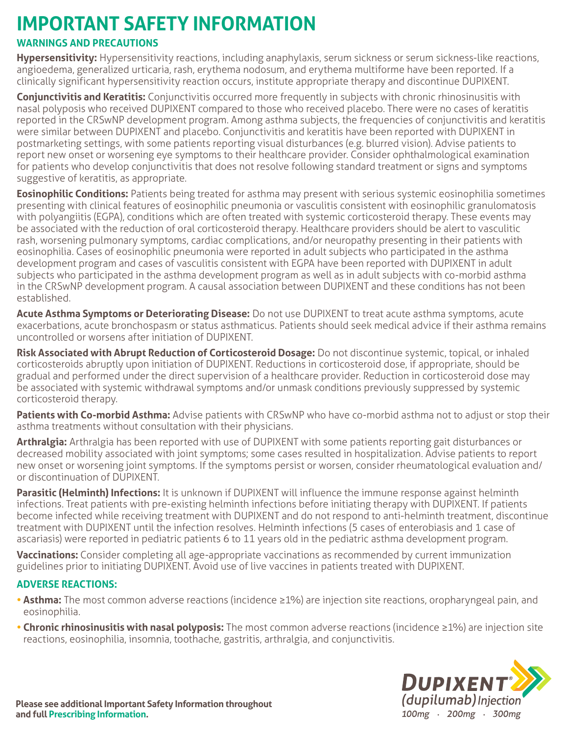# IMPORTANT SAFETY INFORMATION

## WARNINGS AND PRECAUTIONS

**Hypersensitivity:** Hypersensitivity reactions, including anaphylaxis, serum sickness or serum sickness-like reactions, angioedema, generalized urticaria, rash, erythema nodosum, and erythema multiforme have been reported. If a clinically significant hypersensitivity reaction occurs, institute appropriate therapy and discontinue DUPIXENT.

**Conjunctivitis and Keratitis:** Conjunctivitis occurred more frequently in subjects with chronic rhinosinusitis with nasal polyposis who received DUPIXENT compared to those who received placebo. There were no cases of keratitis reported in the CRSwNP development program. Among asthma subjects, the frequencies of conjunctivitis and keratitis were similar between DUPIXENT and placebo. Conjunctivitis and keratitis have been reported with DUPIXENT in postmarketing settings, with some patients reporting visual disturbances (e.g. blurred vision). Advise patients to report new onset or worsening eye symptoms to their healthcare provider. Consider ophthalmological examination for patients who develop conjunctivitis that does not resolve following standard treatment or signs and symptoms suggestive of keratitis, as appropriate.

**Eosinophilic Conditions:** Patients being treated for asthma may present with serious systemic eosinophilia sometimes presenting with clinical features of eosinophilic pneumonia or vasculitis consistent with eosinophilic granulomatosis with polyangiitis (EGPA), conditions which are often treated with systemic corticosteroid therapy. These events may be associated with the reduction of oral corticosteroid therapy. Healthcare providers should be alert to vasculitic rash, worsening pulmonary symptoms, cardiac complications, and/or neuropathy presenting in their patients with eosinophilia. Cases of eosinophilic pneumonia were reported in adult subjects who participated in the asthma development program and cases of vasculitis consistent with EGPA have been reported with DUPIXENT in adult subjects who participated in the asthma development program as well as in adult subjects with co-morbid asthma in the CRSwNP development program. A causal association between DUPIXENT and these conditions has not been established.

**Acute Asthma Symptoms or Deteriorating Disease:** Do not use DUPIXENT to treat acute asthma symptoms, acute exacerbations, acute bronchospasm or status asthmaticus. Patients should seek medical advice if their asthma remains uncontrolled or worsens after initiation of DUPIXENT.

**Risk Associated with Abrupt Reduction of Corticosteroid Dosage:** Do not discontinue systemic, topical, or inhaled corticosteroids abruptly upon initiation of DUPIXENT. Reductions in corticosteroid dose, if appropriate, should be gradual and performed under the direct supervision of a healthcare provider. Reduction in corticosteroid dose may be associated with systemic withdrawal symptoms and/or unmask conditions previously suppressed by systemic corticosteroid therapy.

**Patients with Co-morbid Asthma:** Advise patients with CRSwNP who have co-morbid asthma not to adjust or stop their asthma treatments without consultation with their physicians.

**Arthralgia:** Arthralgia has been reported with use of DUPIXENT with some patients reporting gait disturbances or decreased mobility associated with joint symptoms; some cases resulted in hospitalization. Advise patients to report new onset or worsening joint symptoms. If the symptoms persist or worsen, consider rheumatological evaluation and/or discontinuation of DUPIXENT.

**Parasitic (Helminth) Infections:** It is unknown if DUPIXENT will influence the immune response against helminth infections. Treat patients with pre-existing helminth infections before initiating therapy with DUPIXENT. If patients become infected while receiving treatment with DUPIXENT and do not respond to anti-helminth treatment, discontinue treatment with DUPIXENT until the infection resolves. Helminth infections (5 cases of enterobiasis and 1 case of ascariasis) were reported in pediatric patients 6 to 11 years old in the pediatric asthma development program.

**Vaccinations:** Consider completing all age-appropriate vaccinations as recommended by current immunization guidelines prior to initiating DUPIXENT. Avoid use of live vaccines in patients treated with DUPIXENT.

## ADVERSE REACTIONS:

- **Asthma:** The most common adverse reactions (incidence ≥1%) are injection site reactions, oropharyngeal pain, and eosinophilia.
- **Chronic rhinosinusitis with nasal polyposis:** The most common adverse reactions (incidence ≥1%) are injection site reactions, eosinophilia, insomnia, toothache, gastritis, arthralgia, and conjunctivitis.

**Please see additional Important Safety Information throughout and full Prescribing Information.**

DUPIXENT® *(dupilumab) Injection*
*100mg · 200mg · 300mg*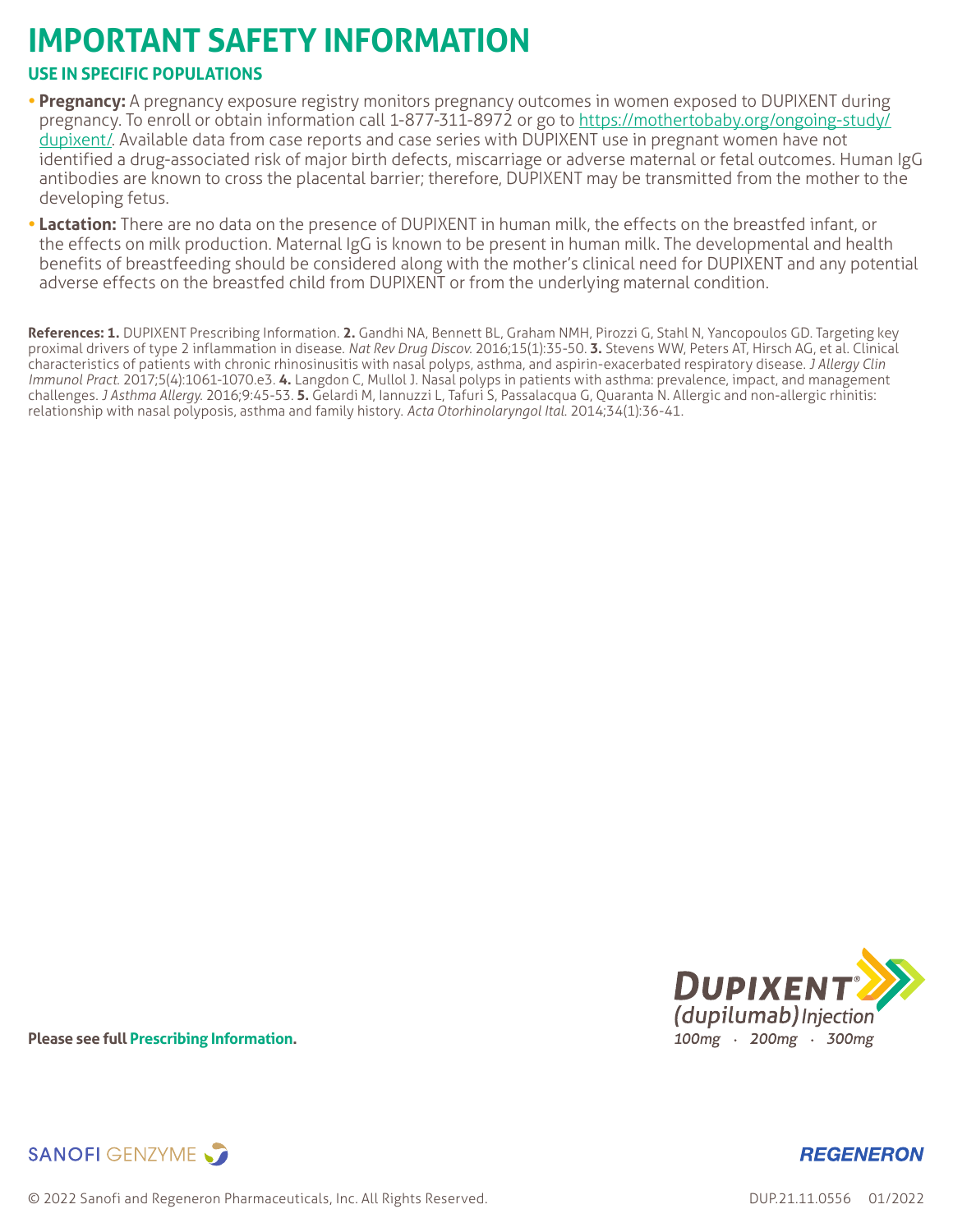# IMPORTANT SAFETY INFORMATION

## USE IN SPECIFIC POPULATIONS

- **Pregnancy:** A pregnancy exposure registry monitors pregnancy outcomes in women exposed to DUPIXENT during pregnancy. To enroll or obtain information call 1-877-311-8972 or go to https://mothertobaby.org/ongoing-study/dupixent/. Available data from case reports and case series with DUPIXENT use in pregnant women have not identified a drug-associated risk of major birth defects, miscarriage or adverse maternal or fetal outcomes. Human IgG antibodies are known to cross the placental barrier; therefore, DUPIXENT may be transmitted from the mother to the developing fetus.
- **Lactation:** There are no data on the presence of DUPIXENT in human milk, the effects on the breastfed infant, or the effects on milk production. Maternal IgG is known to be present in human milk. The developmental and health benefits of breastfeeding should be considered along with the mother's clinical need for DUPIXENT and any potential adverse effects on the breastfed child from DUPIXENT or from the underlying maternal condition.

**References: 1.** DUPIXENT Prescribing Information. **2.** Gandhi NA, Bennett BL, Graham NMH, Pirozzi G, Stahl N, Yancopoulos GD. Targeting key proximal drivers of type 2 inflammation in disease. *Nat Rev Drug Discov.* 2016;15(1):35-50. **3.** Stevens WW, Peters AT, Hirsch AG, et al. Clinical characteristics of patients with chronic rhinosinusitis with nasal polyps, asthma, and aspirin-exacerbated respiratory disease. *J Allergy Clin Immunol Pract.* 2017;5(4):1061-1070.e3. **4.** Langdon C, Mullol J. Nasal polyps in patients with asthma: prevalence, impact, and management challenges. *J Asthma Allergy.* 2016;9:45-53. **5.** Gelardi M, Iannuzzi L, Tafuri S, Passalacqua G, Quaranta N. Allergic and non-allergic rhinitis: relationship with nasal polyposis, asthma and family history. *Acta Otorhinolaryngol Ital.* 2014;34(1):36-41.

**Please see full Prescribing Information.**

DUPIXENT®
*(dupilumab)* *Injection*
*100mg · 200mg · 300mg*

SANOFI GENZYME

REGENERON

© 2022 Sanofi and Regeneron Pharmaceuticals, Inc. All Rights Reserved.

DUP.21.11.0556 01/2022